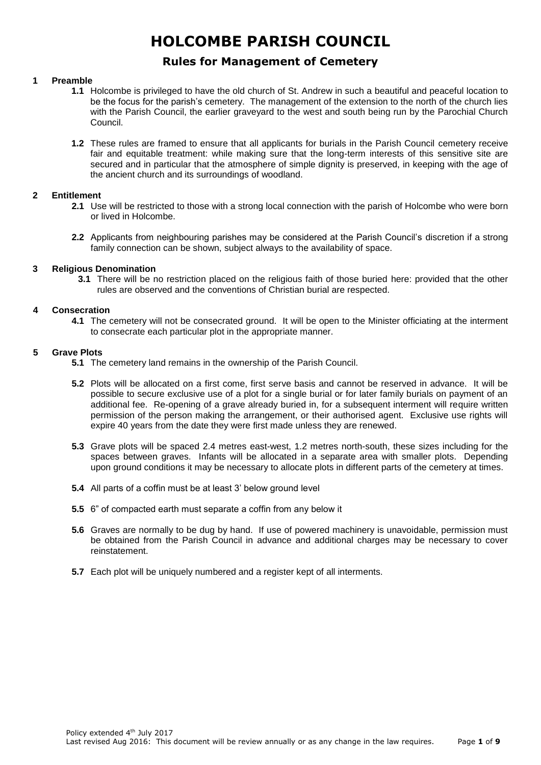# HOLCOMBE PARISH COUNCIL

## Rules for Management of Cemetery

### 1 Preamble

**1.1** Holcombe is privileged to have the old church of St. Andrew in such a beautiful and peaceful location to be the focus for the parish's cemetery. The management of the extension to the north of the church lies with the Parish Council, the earlier graveyard to the west and south being run by the Parochial Church Council.

**1.2** These rules are framed to ensure that all applicants for burials in the Parish Council cemetery receive fair and equitable treatment: while making sure that the long-term interests of this sensitive site are secured and in particular that the atmosphere of simple dignity is preserved, in keeping with the age of the ancient church and its surroundings of woodland.

### 2 Entitlement

**2.1** Use will be restricted to those with a strong local connection with the parish of Holcombe who were born or lived in Holcombe.

**2.2** Applicants from neighbouring parishes may be considered at the Parish Council's discretion if a strong family connection can be shown, subject always to the availability of space.

### 3 Religious Denomination

**3.1** There will be no restriction placed on the religious faith of those buried here: provided that the other rules are observed and the conventions of Christian burial are respected.

### 4 Consecration

**4.1** The cemetery will not be consecrated ground. It will be open to the Minister officiating at the interment to consecrate each particular plot in the appropriate manner.

### 5 Grave Plots

**5.1** The cemetery land remains in the ownership of the Parish Council.

**5.2** Plots will be allocated on a first come, first serve basis and cannot be reserved in advance. It will be possible to secure exclusive use of a plot for a single burial or for later family burials on payment of an additional fee. Re-opening of a grave already buried in, for a subsequent interment will require written permission of the person making the arrangement, or their authorised agent. Exclusive use rights will expire 40 years from the date they were first made unless they are renewed.

**5.3** Grave plots will be spaced 2.4 metres east-west, 1.2 metres north-south, these sizes including for the spaces between graves. Infants will be allocated in a separate area with smaller plots. Depending upon ground conditions it may be necessary to allocate plots in different parts of the cemetery at times.

**5.4** All parts of a coffin must be at least 3' below ground level

**5.5** 6" of compacted earth must separate a coffin from any below it

**5.6** Graves are normally to be dug by hand. If use of powered machinery is unavoidable, permission must be obtained from the Parish Council in advance and additional charges may be necessary to cover reinstatement.

**5.7** Each plot will be uniquely numbered and a register kept of all interments.

Policy extended 4th July 2017
Last revised Aug 2016: This document will be review annually or as any change in the law requires.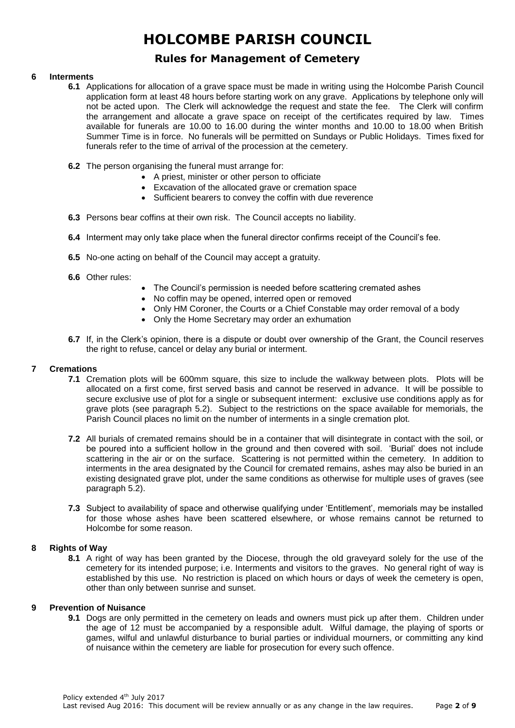# HOLCOMBE PARISH COUNCIL

## Rules for Management of Cemetery

### 6 Interments

**6.1** Applications for allocation of a grave space must be made in writing using the Holcombe Parish Council application form at least 48 hours before starting work on any grave. Applications by telephone only will not be acted upon. The Clerk will acknowledge the request and state the fee. The Clerk will confirm the arrangement and allocate a grave space on receipt of the certificates required by law. Times available for funerals are 10.00 to 16.00 during the winter months and 10.00 to 18.00 when British Summer Time is in force. No funerals will be permitted on Sundays or Public Holidays. Times fixed for funerals refer to the time of arrival of the procession at the cemetery.

**6.2** The person organising the funeral must arrange for:

- A priest, minister or other person to officiate
- Excavation of the allocated grave or cremation space
- Sufficient bearers to convey the coffin with due reverence

**6.3** Persons bear coffins at their own risk. The Council accepts no liability.

**6.4** Interment may only take place when the funeral director confirms receipt of the Council's fee.

**6.5** No-one acting on behalf of the Council may accept a gratuity.

**6.6** Other rules:

- The Council's permission is needed before scattering cremated ashes
- No coffin may be opened, interred open or removed
- Only HM Coroner, the Courts or a Chief Constable may order removal of a body
- Only the Home Secretary may order an exhumation

**6.7** If, in the Clerk's opinion, there is a dispute or doubt over ownership of the Grant, the Council reserves the right to refuse, cancel or delay any burial or interment.

### 7 Cremations

**7.1** Cremation plots will be 600mm square, this size to include the walkway between plots. Plots will be allocated on a first come, first served basis and cannot be reserved in advance. It will be possible to secure exclusive use of plot for a single or subsequent interment: exclusive use conditions apply as for grave plots (see paragraph 5.2). Subject to the restrictions on the space available for memorials, the Parish Council places no limit on the number of interments in a single cremation plot.

**7.2** All burials of cremated remains should be in a container that will disintegrate in contact with the soil, or be poured into a sufficient hollow in the ground and then covered with soil. 'Burial' does not include scattering in the air or on the surface. Scattering is not permitted within the cemetery. In addition to interments in the area designated by the Council for cremated remains, ashes may also be buried in an existing designated grave plot, under the same conditions as otherwise for multiple uses of graves (see paragraph 5.2).

**7.3** Subject to availability of space and otherwise qualifying under 'Entitlement', memorials may be installed for those whose ashes have been scattered elsewhere, or whose remains cannot be returned to Holcombe for some reason.

### 8 Rights of Way

**8.1** A right of way has been granted by the Diocese, through the old graveyard solely for the use of the cemetery for its intended purpose; i.e. Interments and visitors to the graves. No general right of way is established by this use. No restriction is placed on which hours or days of week the cemetery is open, other than only between sunrise and sunset.

### 9 Prevention of Nuisance

**9.1** Dogs are only permitted in the cemetery on leads and owners must pick up after them. Children under the age of 12 must be accompanied by a responsible adult. Wilful damage, the playing of sports or games, wilful and unlawful disturbance to burial parties or individual mourners, or committing any kind of nuisance within the cemetery are liable for prosecution for every such offence.

Policy extended 4th July 2017
Last revised Aug 2016: This document will be review annually or as any change in the law requires.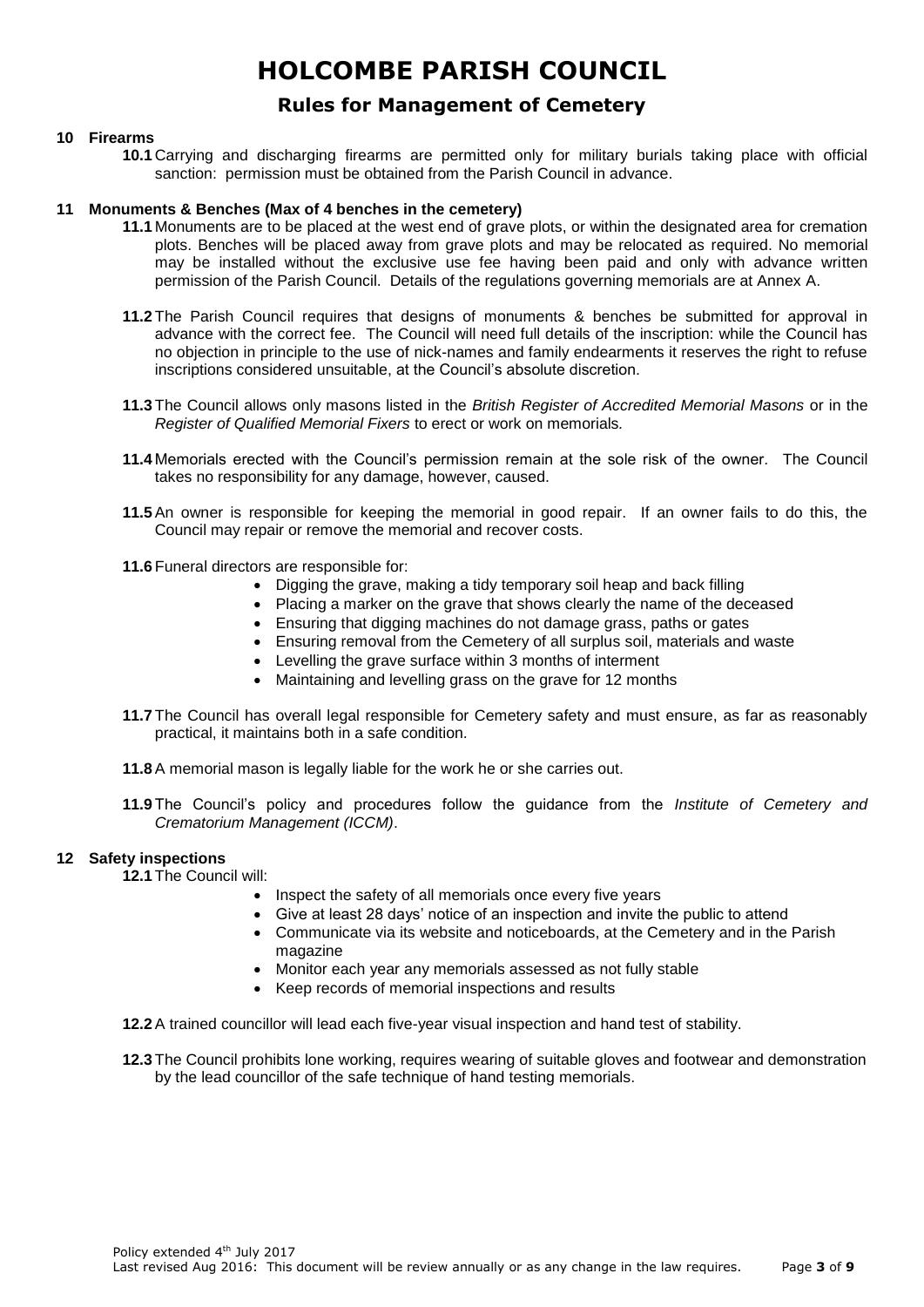# HOLCOMBE PARISH COUNCIL

## Rules for Management of Cemetery

### 10 Firearms

**10.1** Carrying and discharging firearms are permitted only for military burials taking place with official sanction: permission must be obtained from the Parish Council in advance.

### 11 Monuments & Benches (Max of 4 benches in the cemetery)

**11.1** Monuments are to be placed at the west end of grave plots, or within the designated area for cremation plots. Benches will be placed away from grave plots and may be relocated as required. No memorial may be installed without the exclusive use fee having been paid and only with advance written permission of the Parish Council. Details of the regulations governing memorials are at Annex A.

**11.2** The Parish Council requires that designs of monuments & benches be submitted for approval in advance with the correct fee. The Council will need full details of the inscription: while the Council has no objection in principle to the use of nick-names and family endearments it reserves the right to refuse inscriptions considered unsuitable, at the Council's absolute discretion.

**11.3** The Council allows only masons listed in the *British Register of Accredited Memorial Masons* or in the *Register of Qualified Memorial Fixers* to erect or work on memorials.

**11.4** Memorials erected with the Council's permission remain at the sole risk of the owner. The Council takes no responsibility for any damage, however, caused.

**11.5** An owner is responsible for keeping the memorial in good repair. If an owner fails to do this, the Council may repair or remove the memorial and recover costs.

**11.6** Funeral directors are responsible for:

- Digging the grave, making a tidy temporary soil heap and back filling
- Placing a marker on the grave that shows clearly the name of the deceased
- Ensuring that digging machines do not damage grass, paths or gates
- Ensuring removal from the Cemetery of all surplus soil, materials and waste
- Levelling the grave surface within 3 months of interment
- Maintaining and levelling grass on the grave for 12 months

**11.7** The Council has overall legal responsible for Cemetery safety and must ensure, as far as reasonably practical, it maintains both in a safe condition.

**11.8** A memorial mason is legally liable for the work he or she carries out.

**11.9** The Council's policy and procedures follow the guidance from the *Institute of Cemetery and Crematorium Management (ICCM)*.

### 12 Safety inspections

**12.1** The Council will:

- Inspect the safety of all memorials once every five years
- Give at least 28 days' notice of an inspection and invite the public to attend
- Communicate via its website and noticeboards, at the Cemetery and in the Parish magazine
- Monitor each year any memorials assessed as not fully stable
- Keep records of memorial inspections and results

**12.2** A trained councillor will lead each five-year visual inspection and hand test of stability.

**12.3** The Council prohibits lone working, requires wearing of suitable gloves and footwear and demonstration by the lead councillor of the safe technique of hand testing memorials.

Policy extended 4th July 2017
Last revised Aug 2016: This document will be review annually or as any change in the law requires.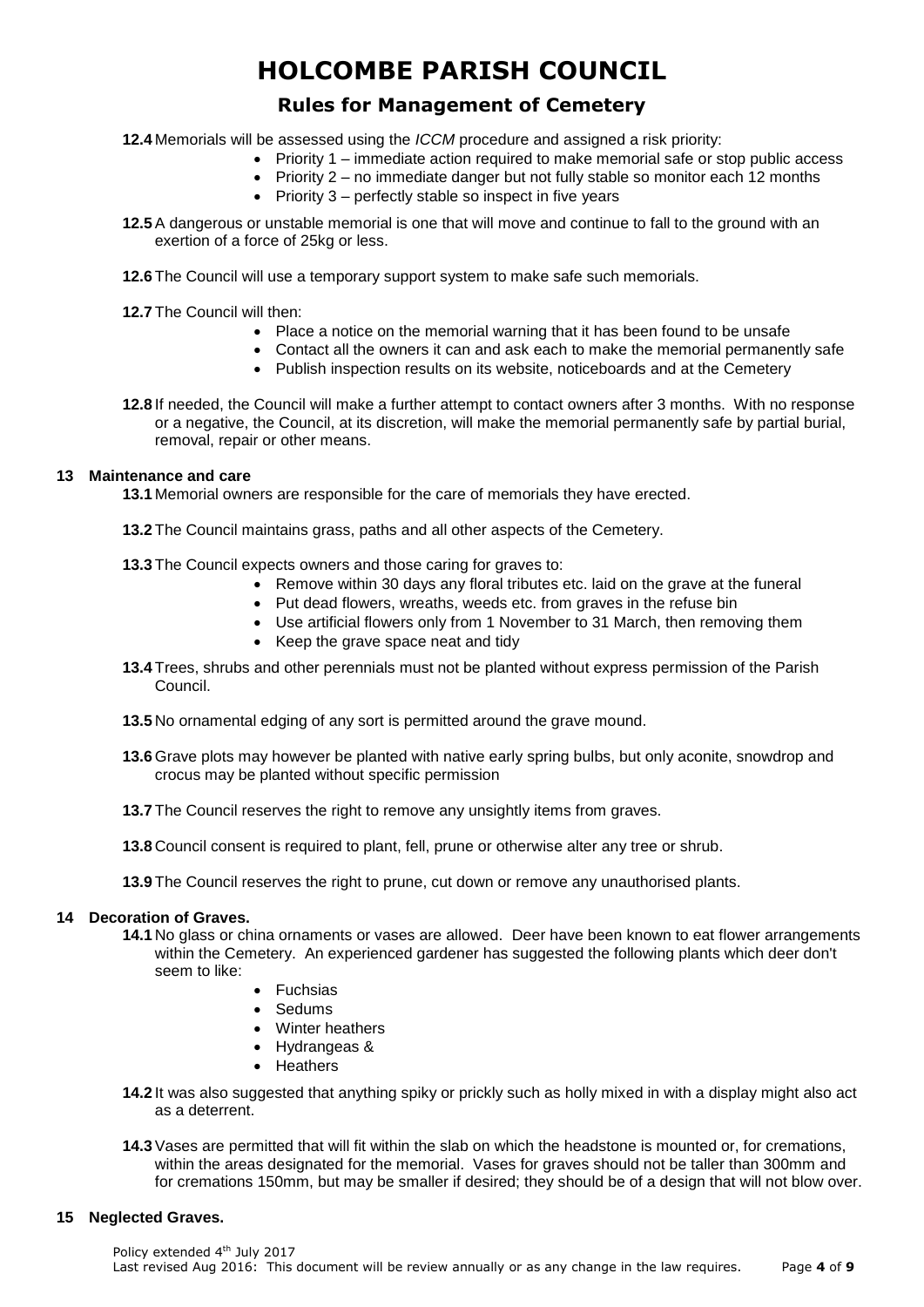# HOLCOMBE PARISH COUNCIL

## Rules for Management of Cemetery

**12.4** Memorials will be assessed using the *ICCM* procedure and assigned a risk priority:

- Priority 1 – immediate action required to make memorial safe or stop public access
- Priority 2 – no immediate danger but not fully stable so monitor each 12 months
- Priority 3 – perfectly stable so inspect in five years

**12.5** A dangerous or unstable memorial is one that will move and continue to fall to the ground with an exertion of a force of 25kg or less.

**12.6** The Council will use a temporary support system to make safe such memorials.

**12.7** The Council will then:

- Place a notice on the memorial warning that it has been found to be unsafe
- Contact all the owners it can and ask each to make the memorial permanently safe
- Publish inspection results on its website, noticeboards and at the Cemetery

**12.8** If needed, the Council will make a further attempt to contact owners after 3 months. With no response or a negative, the Council, at its discretion, will make the memorial permanently safe by partial burial, removal, repair or other means.

### 13 Maintenance and care

**13.1** Memorial owners are responsible for the care of memorials they have erected.

**13.2** The Council maintains grass, paths and all other aspects of the Cemetery.

**13.3** The Council expects owners and those caring for graves to:

- Remove within 30 days any floral tributes etc. laid on the grave at the funeral
- Put dead flowers, wreaths, weeds etc. from graves in the refuse bin
- Use artificial flowers only from 1 November to 31 March, then removing them
- Keep the grave space neat and tidy

**13.4** Trees, shrubs and other perennials must not be planted without express permission of the Parish Council.

**13.5** No ornamental edging of any sort is permitted around the grave mound.

**13.6** Grave plots may however be planted with native early spring bulbs, but only aconite, snowdrop and crocus may be planted without specific permission

**13.7** The Council reserves the right to remove any unsightly items from graves.

**13.8** Council consent is required to plant, fell, prune or otherwise alter any tree or shrub.

**13.9** The Council reserves the right to prune, cut down or remove any unauthorised plants.

### 14 Decoration of Graves.

**14.1** No glass or china ornaments or vases are allowed. Deer have been known to eat flower arrangements within the Cemetery. An experienced gardener has suggested the following plants which deer don't seem to like:

- Fuchsias
- Sedums
- Winter heathers
- Hydrangeas &
- Heathers

**14.2** It was also suggested that anything spiky or prickly such as holly mixed in with a display might also act as a deterrent.

**14.3** Vases are permitted that will fit within the slab on which the headstone is mounted or, for cremations, within the areas designated for the memorial. Vases for graves should not be taller than 300mm and for cremations 150mm, but may be smaller if desired; they should be of a design that will not blow over.

### 15 Neglected Graves.

Policy extended 4th July 2017
Last revised Aug 2016: This document will be review annually or as any change in the law requires.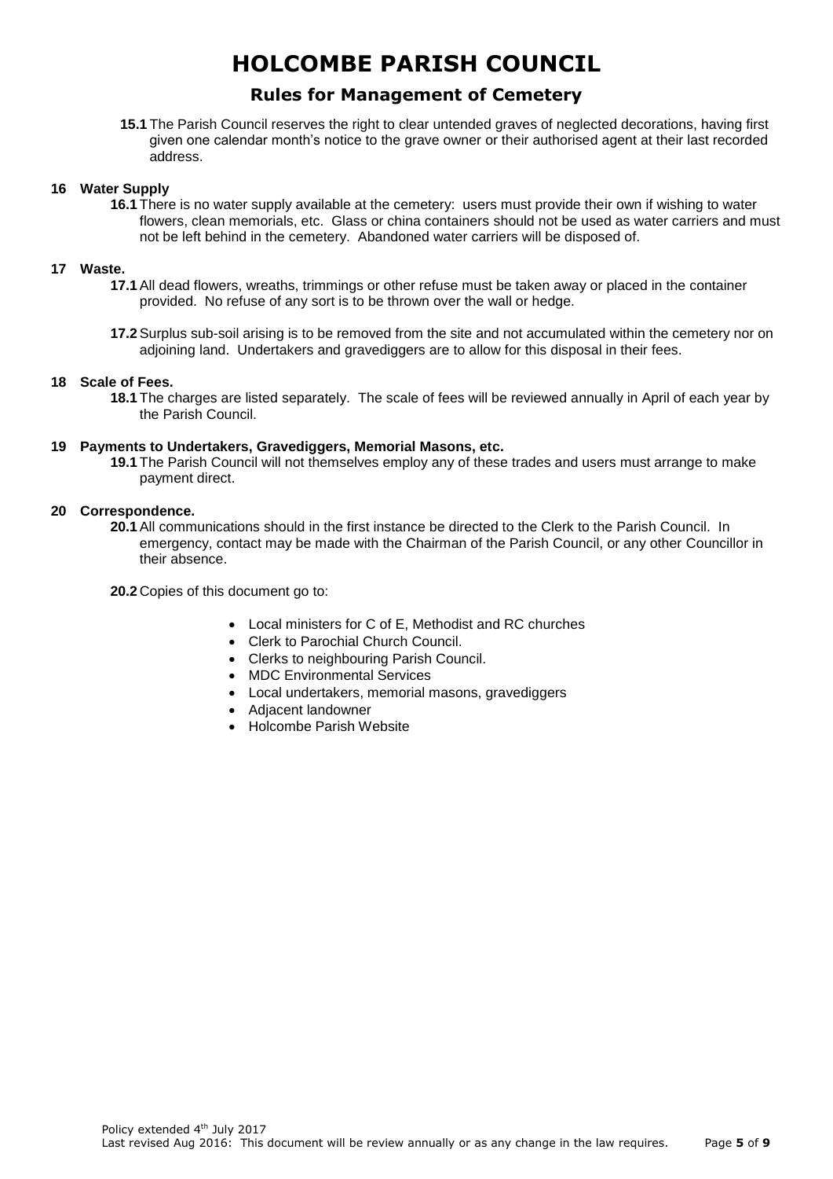**15.1** The Parish Council reserves the right to clear untended graves of neglected decorations, having first given one calendar month's notice to the grave owner or their authorised agent at their last recorded address.

## 16 Water Supply

**16.1** There is no water supply available at the cemetery: users must provide their own if wishing to water flowers, clean memorials, etc. Glass or china containers should not be used as water carriers and must not be left behind in the cemetery. Abandoned water carriers will be disposed of.

## 17 Waste.

**17.1** All dead flowers, wreaths, trimmings or other refuse must be taken away or placed in the container provided. No refuse of any sort is to be thrown over the wall or hedge.

**17.2** Surplus sub-soil arising is to be removed from the site and not accumulated within the cemetery nor on adjoining land. Undertakers and gravediggers are to allow for this disposal in their fees.

## 18 Scale of Fees.

**18.1** The charges are listed separately. The scale of fees will be reviewed annually in April of each year by the Parish Council.

## 19 Payments to Undertakers, Gravediggers, Memorial Masons, etc.

**19.1** The Parish Council will not themselves employ any of these trades and users must arrange to make payment direct.

## 20 Correspondence.

**20.1** All communications should in the first instance be directed to the Clerk to the Parish Council. In emergency, contact may be made with the Chairman of the Parish Council, or any other Councillor in their absence.

**20.2** Copies of this document go to:

- Local ministers for C of E, Methodist and RC churches
- Clerk to Parochial Church Council.
- Clerks to neighbouring Parish Council.
- MDC Environmental Services
- Local undertakers, memorial masons, gravediggers
- Adjacent landowner
- Holcombe Parish Website

Policy extended 4th July 2017
Last revised Aug 2016: This document will be review annually or as any change in the law requires.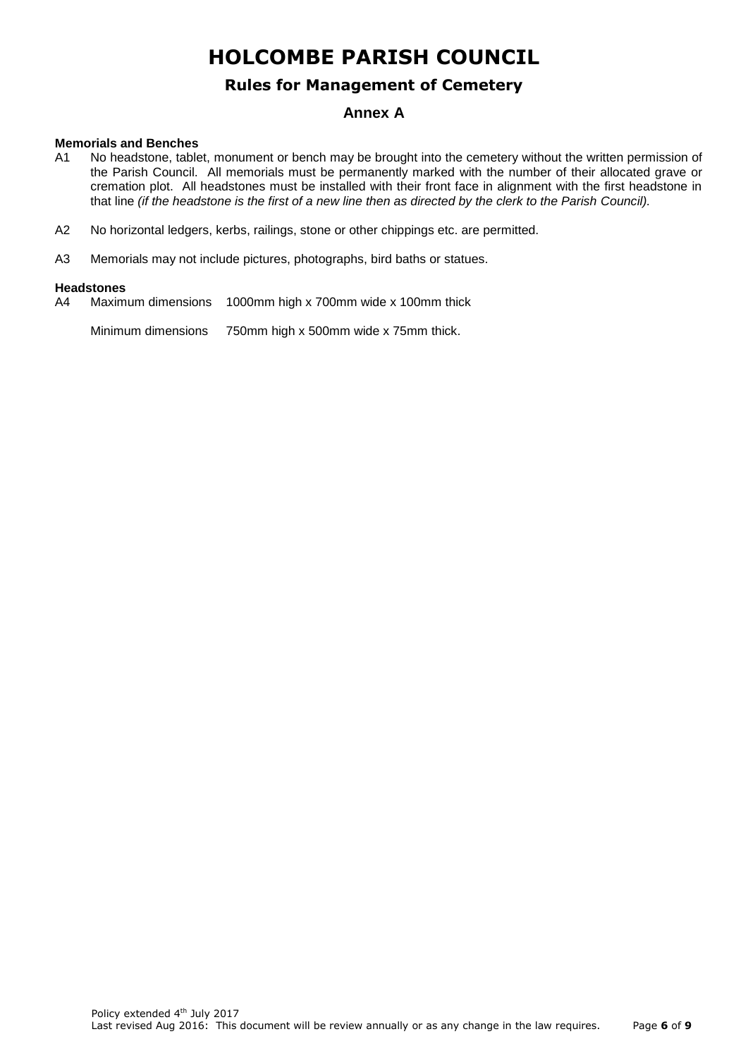# HOLCOMBE PARISH COUNCIL

## Rules for Management of Cemetery

### Annex A

**Memorials and Benches**

A1 No headstone, tablet, monument or bench may be brought into the cemetery without the written permission of the Parish Council. All memorials must be permanently marked with the number of their allocated grave or cremation plot. All headstones must be installed with their front face in alignment with the first headstone in that line *(if the headstone is the first of a new line then as directed by the clerk to the Parish Council).*

A2 No horizontal ledgers, kerbs, railings, stone or other chippings etc. are permitted.

A3 Memorials may not include pictures, photographs, bird baths or statues.

**Headstones**

A4 Maximum dimensions 1000mm high x 700mm wide x 100mm thick

Minimum dimensions 750mm high x 500mm wide x 75mm thick.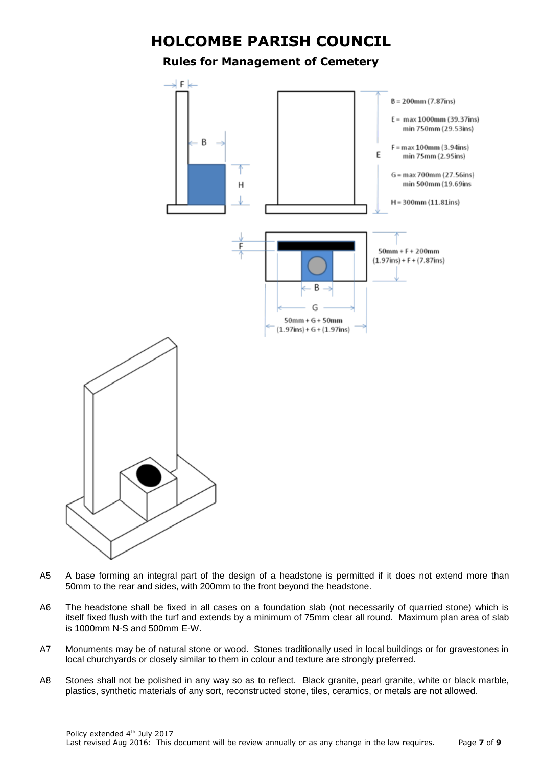# HOLCOMBE PARISH COUNCIL

## Rules for Management of Cemetery

B = 200mm (7.87ins)

E = max 1000mm (39.37ins)
min 750mm (29.53ins)

F = max 100mm (3.94ins)
min 75mm (2.95ins)

G = max 700mm (27.56ins)
min 500mm (19.69ins

H = 300mm (11.81ins)

50mm + F + 200mm
(1.97ins) + F + (7.87ins)

50mm + G + 50mm
(1.97ins) + G + (1.97ins)

A5 A base forming an integral part of the design of a headstone is permitted if it does not extend more than 50mm to the rear and sides, with 200mm to the front beyond the headstone.

A6 The headstone shall be fixed in all cases on a foundation slab (not necessarily of quarried stone) which is itself fixed flush with the turf and extends by a minimum of 75mm clear all round. Maximum plan area of slab is 1000mm N-S and 500mm E-W.

A7 Monuments may be of natural stone or wood. Stones traditionally used in local buildings or for gravestones in local churchyards or closely similar to them in colour and texture are strongly preferred.

A8 Stones shall not be polished in any way so as to reflect. Black granite, pearl granite, white or black marble, plastics, synthetic materials of any sort, reconstructed stone, tiles, ceramics, or metals are not allowed.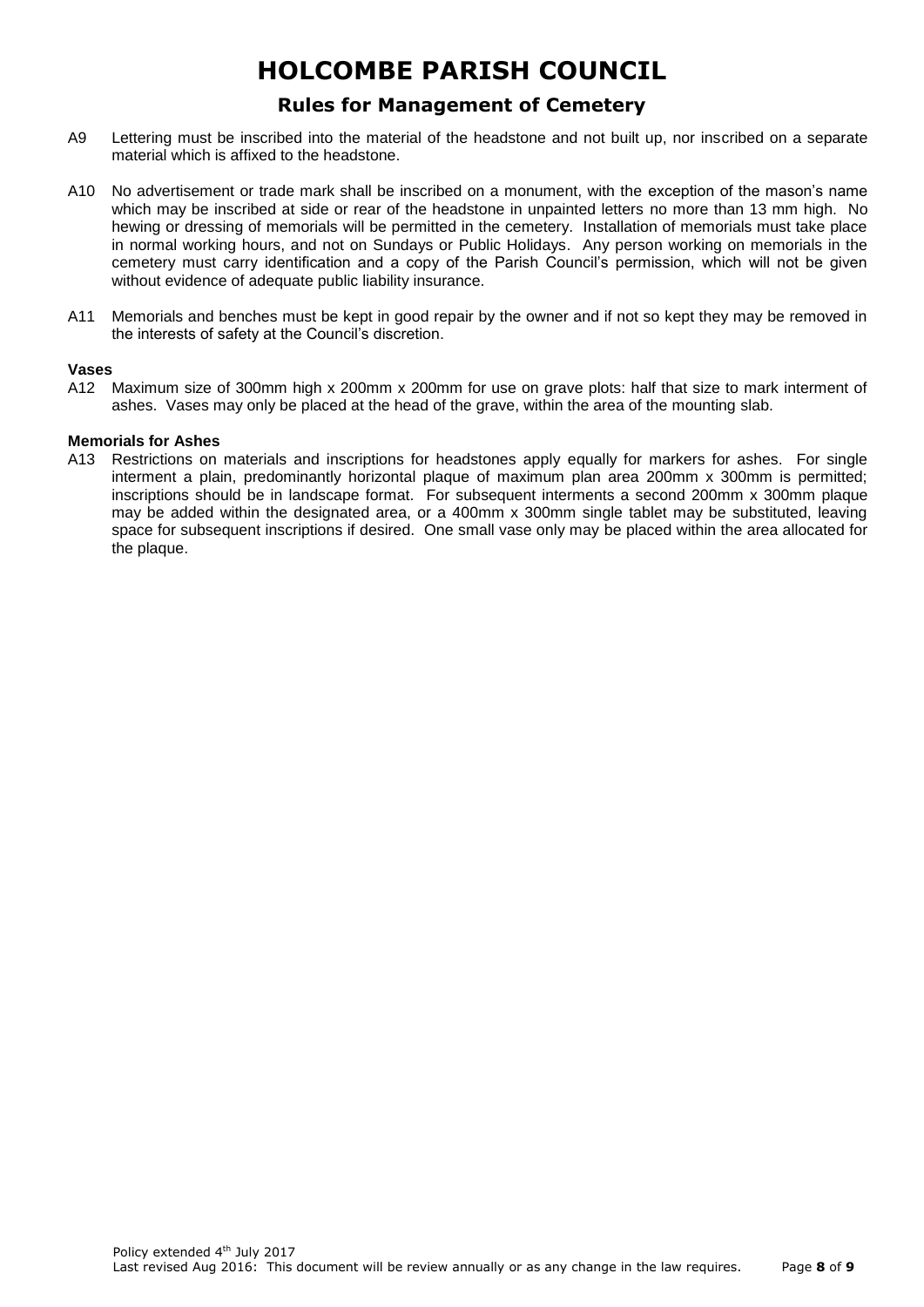# HOLCOMBE PARISH COUNCIL

## Rules for Management of Cemetery

A9 Lettering must be inscribed into the material of the headstone and not built up, nor inscribed on a separate material which is affixed to the headstone.

A10 No advertisement or trade mark shall be inscribed on a monument, with the exception of the mason's name which may be inscribed at side or rear of the headstone in unpainted letters no more than 13 mm high. No hewing or dressing of memorials will be permitted in the cemetery. Installation of memorials must take place in normal working hours, and not on Sundays or Public Holidays. Any person working on memorials in the cemetery must carry identification and a copy of the Parish Council's permission, which will not be given without evidence of adequate public liability insurance.

A11 Memorials and benches must be kept in good repair by the owner and if not so kept they may be removed in the interests of safety at the Council's discretion.

**Vases**

A12 Maximum size of 300mm high x 200mm x 200mm for use on grave plots: half that size to mark interment of ashes. Vases may only be placed at the head of the grave, within the area of the mounting slab.

**Memorials for Ashes**

A13 Restrictions on materials and inscriptions for headstones apply equally for markers for ashes. For single interment a plain, predominantly horizontal plaque of maximum plan area 200mm x 300mm is permitted; inscriptions should be in landscape format. For subsequent interments a second 200mm x 300mm plaque may be added within the designated area, or a 400mm x 300mm single tablet may be substituted, leaving space for subsequent inscriptions if desired. One small vase only may be placed within the area allocated for the plaque.

Policy extended 4th July 2017
Last revised Aug 2016: This document will be review annually or as any change in the law requires.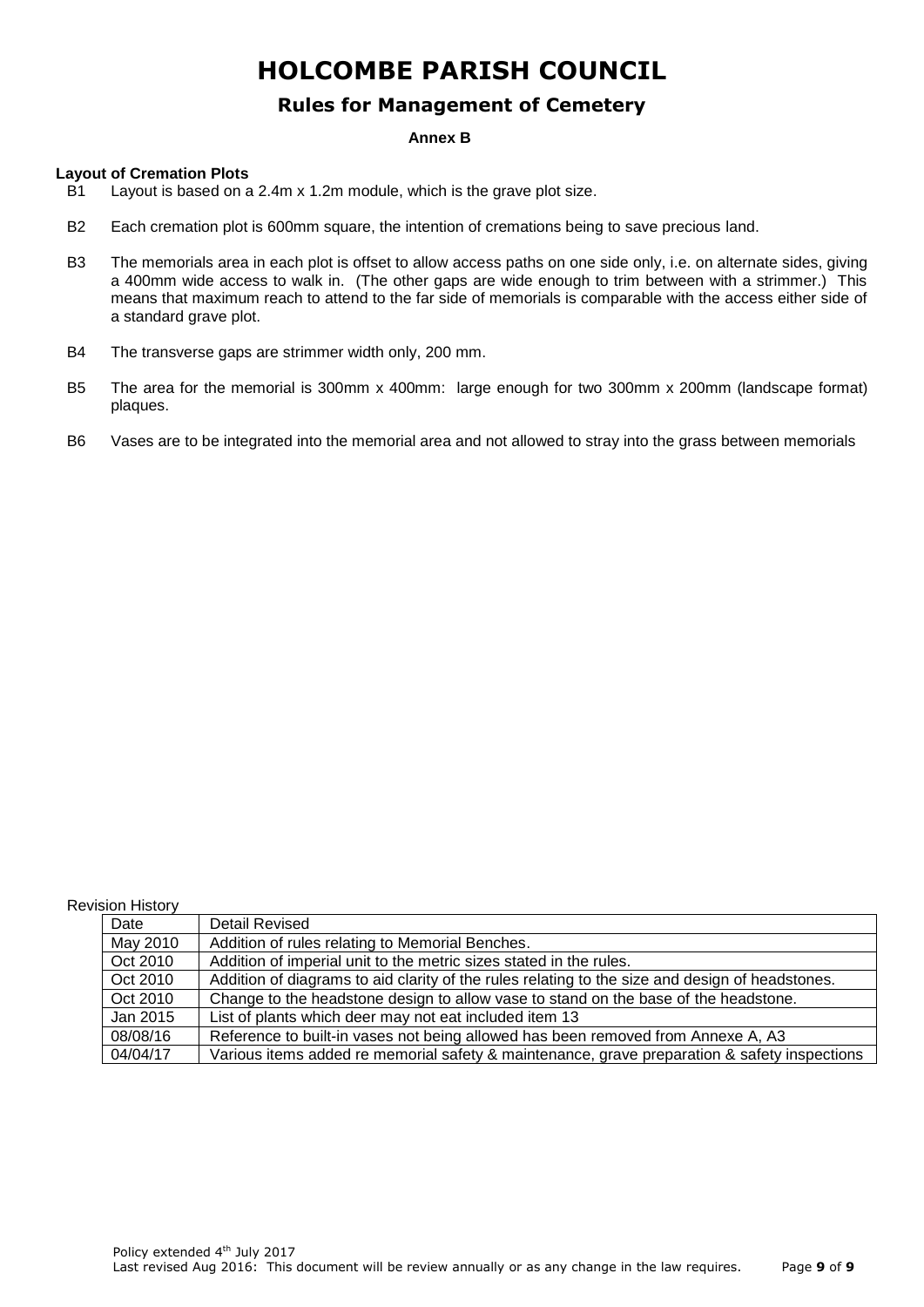# HOLCOMBE PARISH COUNCIL

## Rules for Management of Cemetery

**Annex B**

**Layout of Cremation Plots**

B1 Layout is based on a 2.4m x 1.2m module, which is the grave plot size.

B2 Each cremation plot is 600mm square, the intention of cremations being to save precious land.

B3 The memorials area in each plot is offset to allow access paths on one side only, i.e. on alternate sides, giving a 400mm wide access to walk in. (The other gaps are wide enough to trim between with a strimmer.) This means that maximum reach to attend to the far side of memorials is comparable with the access either side of a standard grave plot.

B4 The transverse gaps are strimmer width only, 200 mm.

B5 The area for the memorial is 300mm x 400mm: large enough for two 300mm x 200mm (landscape format) plaques.

B6 Vases are to be integrated into the memorial area and not allowed to stray into the grass between memorials

Revision History

| Date | Detail Revised |
|---|---|
| May 2010 | Addition of rules relating to Memorial Benches. |
| Oct 2010 | Addition of imperial unit to the metric sizes stated in the rules. |
| Oct 2010 | Addition of diagrams to aid clarity of the rules relating to the size and design of headstones. |
| Oct 2010 | Change to the headstone design to allow vase to stand on the base of the headstone. |
| Jan 2015 | List of plants which deer may not eat included item 13 |
| 08/08/16 | Reference to built-in vases not being allowed has been removed from Annexe A, A3 |
| 04/04/17 | Various items added re memorial safety & maintenance, grave preparation & safety inspections |

Policy extended 4th July 2017
Last revised Aug 2016: This document will be review annually or as any change in the law requires.